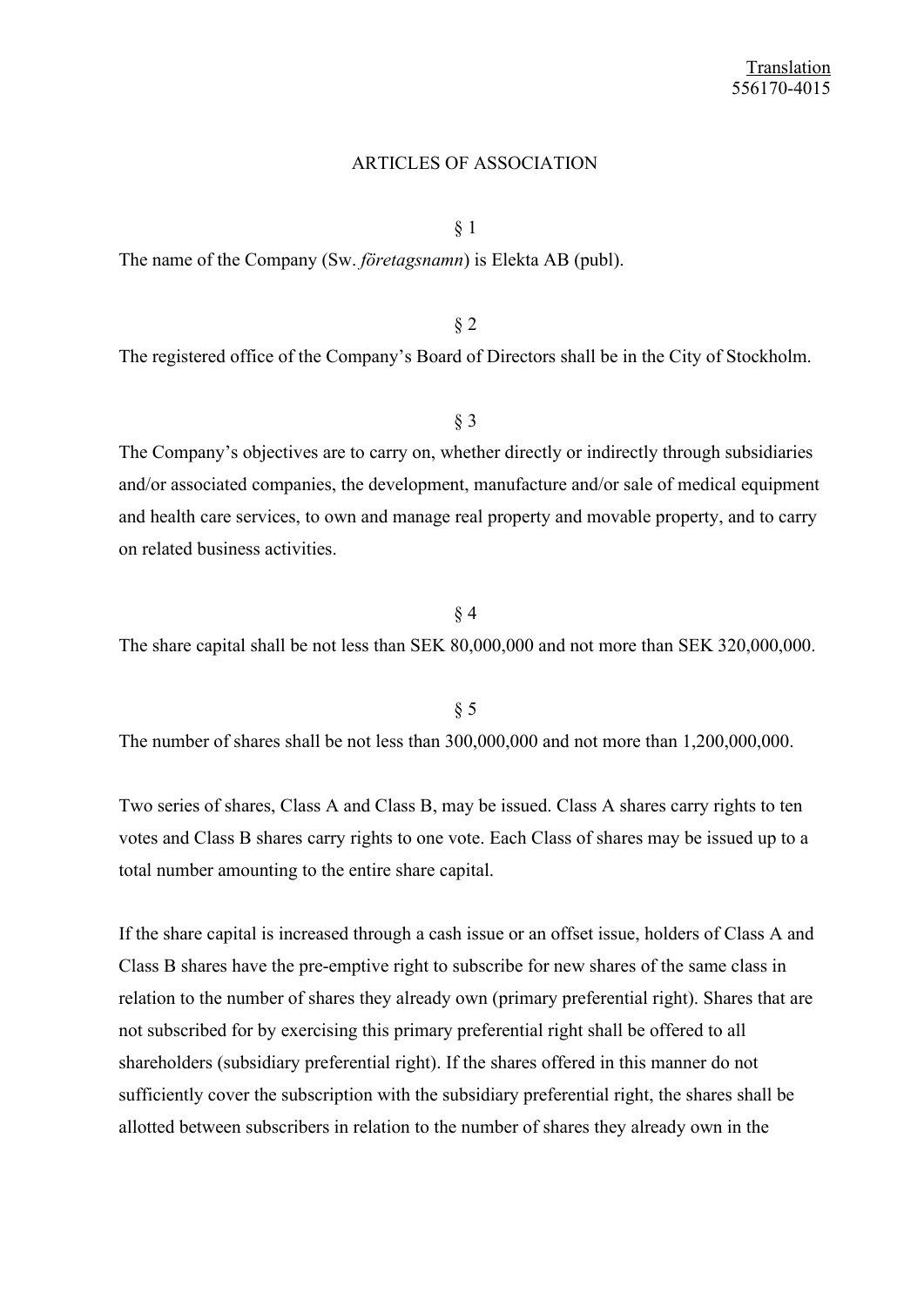Translation
556170-4015

# ARTICLES OF ASSOCIATION

§ 1

The name of the Company (Sw. *företagsnamn*) is Elekta AB (publ).

§ 2

The registered office of the Company's Board of Directors shall be in the City of Stockholm.

§ 3

The Company's objectives are to carry on, whether directly or indirectly through subsidiaries and/or associated companies, the development, manufacture and/or sale of medical equipment and health care services, to own and manage real property and movable property, and to carry on related business activities.

§ 4

The share capital shall be not less than SEK 80,000,000 and not more than SEK 320,000,000.

§ 5

The number of shares shall be not less than 300,000,000 and not more than 1,200,000,000.

Two series of shares, Class A and Class B, may be issued. Class A shares carry rights to ten votes and Class B shares carry rights to one vote. Each Class of shares may be issued up to a total number amounting to the entire share capital.

If the share capital is increased through a cash issue or an offset issue, holders of Class A and Class B shares have the pre-emptive right to subscribe for new shares of the same class in relation to the number of shares they already own (primary preferential right). Shares that are not subscribed for by exercising this primary preferential right shall be offered to all shareholders (subsidiary preferential right). If the shares offered in this manner do not sufficiently cover the subscription with the subsidiary preferential right, the shares shall be allotted between subscribers in relation to the number of shares they already own in the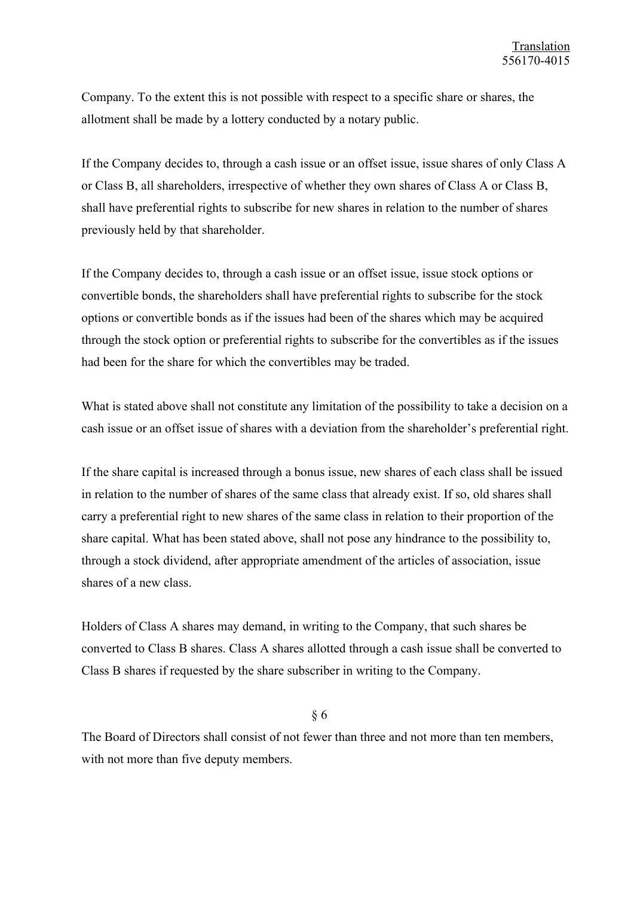Company. To the extent this is not possible with respect to a specific share or shares, the allotment shall be made by a lottery conducted by a notary public.

If the Company decides to, through a cash issue or an offset issue, issue shares of only Class A or Class B, all shareholders, irrespective of whether they own shares of Class A or Class B, shall have preferential rights to subscribe for new shares in relation to the number of shares previously held by that shareholder.

If the Company decides to, through a cash issue or an offset issue, issue stock options or convertible bonds, the shareholders shall have preferential rights to subscribe for the stock options or convertible bonds as if the issues had been of the shares which may be acquired through the stock option or preferential rights to subscribe for the convertibles as if the issues had been for the share for which the convertibles may be traded.

What is stated above shall not constitute any limitation of the possibility to take a decision on a cash issue or an offset issue of shares with a deviation from the shareholder's preferential right.

If the share capital is increased through a bonus issue, new shares of each class shall be issued in relation to the number of shares of the same class that already exist. If so, old shares shall carry a preferential right to new shares of the same class in relation to their proportion of the share capital. What has been stated above, shall not pose any hindrance to the possibility to, through a stock dividend, after appropriate amendment of the articles of association, issue shares of a new class.

Holders of Class A shares may demand, in writing to the Company, that such shares be converted to Class B shares. Class A shares allotted through a cash issue shall be converted to Class B shares if requested by the share subscriber in writing to the Company.

§ 6

The Board of Directors shall consist of not fewer than three and not more than ten members, with not more than five deputy members.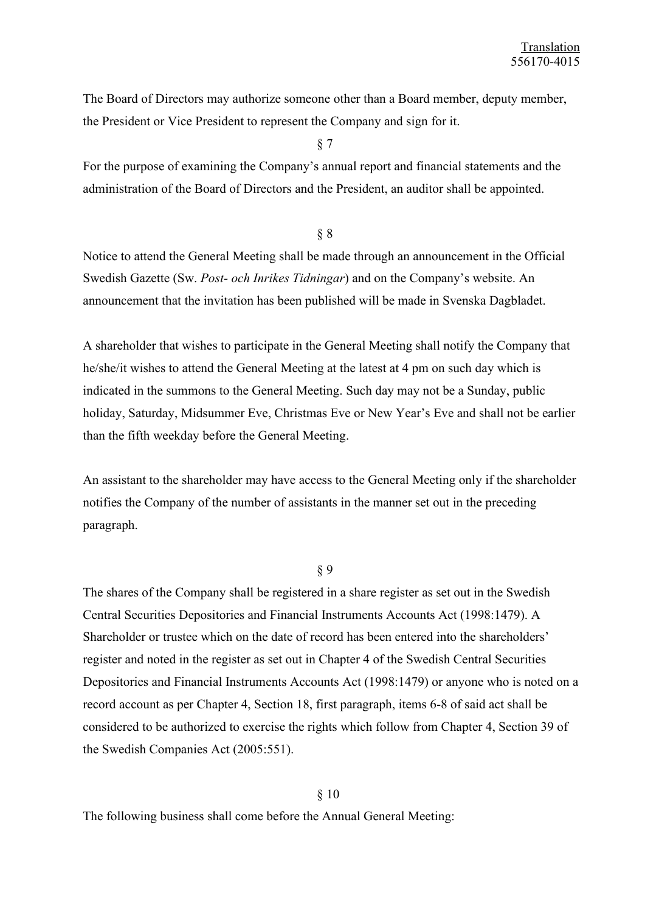The Board of Directors may authorize someone other than a Board member, deputy member, the President or Vice President to represent the Company and sign for it.

§ 7

For the purpose of examining the Company's annual report and financial statements and the administration of the Board of Directors and the President, an auditor shall be appointed.

§ 8

Notice to attend the General Meeting shall be made through an announcement in the Official Swedish Gazette (Sw. *Post- och Inrikes Tidningar*) and on the Company's website. An announcement that the invitation has been published will be made in Svenska Dagbladet.

A shareholder that wishes to participate in the General Meeting shall notify the Company that he/she/it wishes to attend the General Meeting at the latest at 4 pm on such day which is indicated in the summons to the General Meeting. Such day may not be a Sunday, public holiday, Saturday, Midsummer Eve, Christmas Eve or New Year's Eve and shall not be earlier than the fifth weekday before the General Meeting.

An assistant to the shareholder may have access to the General Meeting only if the shareholder notifies the Company of the number of assistants in the manner set out in the preceding paragraph.

§ 9

The shares of the Company shall be registered in a share register as set out in the Swedish Central Securities Depositories and Financial Instruments Accounts Act (1998:1479). A Shareholder or trustee which on the date of record has been entered into the shareholders' register and noted in the register as set out in Chapter 4 of the Swedish Central Securities Depositories and Financial Instruments Accounts Act (1998:1479) or anyone who is noted on a record account as per Chapter 4, Section 18, first paragraph, items 6-8 of said act shall be considered to be authorized to exercise the rights which follow from Chapter 4, Section 39 of the Swedish Companies Act (2005:551).

§ 10

The following business shall come before the Annual General Meeting: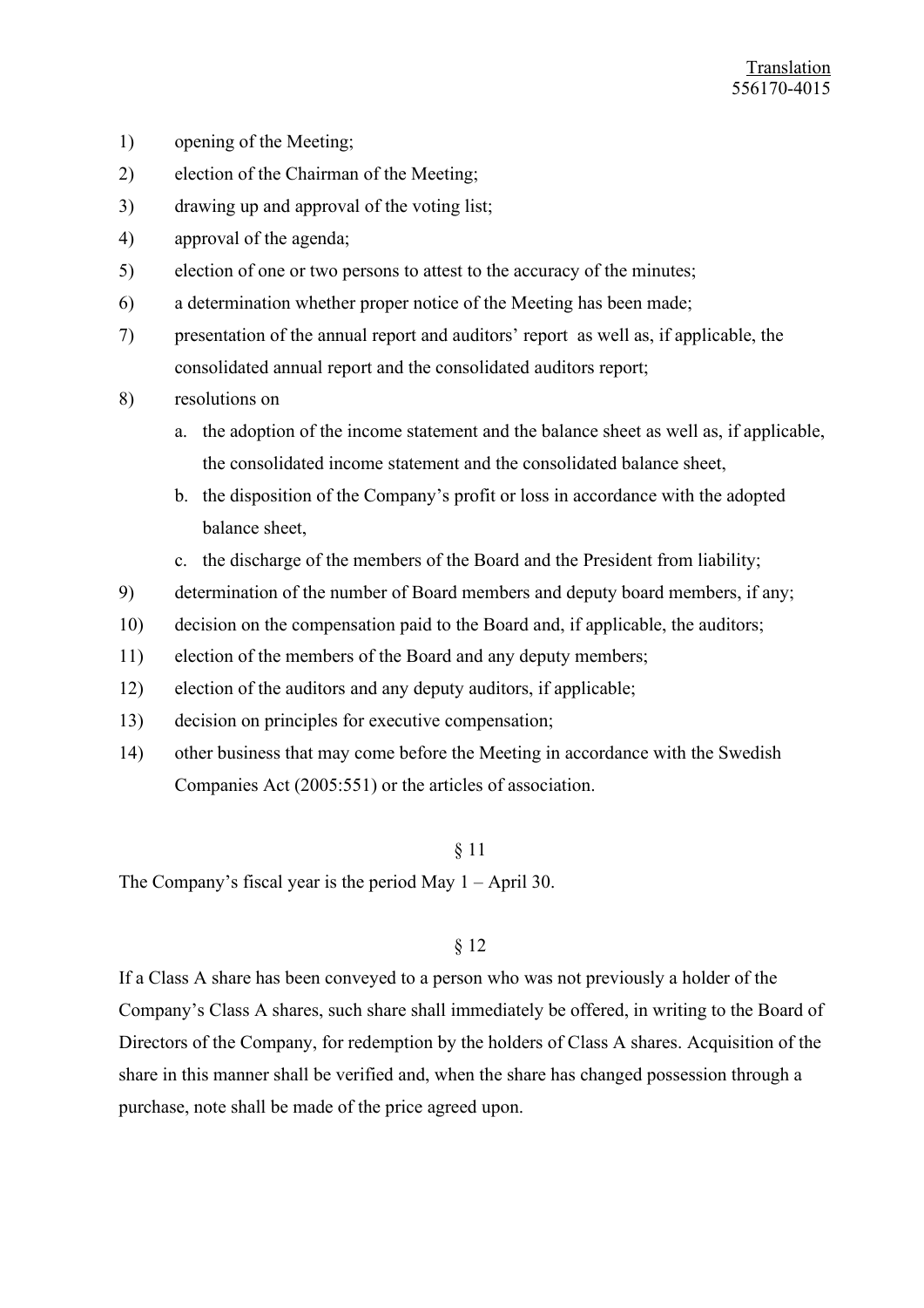1) opening of the Meeting;
2) election of the Chairman of the Meeting;
3) drawing up and approval of the voting list;
4) approval of the agenda;
5) election of one or two persons to attest to the accuracy of the minutes;
6) a determination whether proper notice of the Meeting has been made;
7) presentation of the annual report and auditors' report as well as, if applicable, the consolidated annual report and the consolidated auditors report;
8) resolutions on
    a. the adoption of the income statement and the balance sheet as well as, if applicable, the consolidated income statement and the consolidated balance sheet,
    b. the disposition of the Company's profit or loss in accordance with the adopted balance sheet,
    c. the discharge of the members of the Board and the President from liability;
9) determination of the number of Board members and deputy board members, if any;
10) decision on the compensation paid to the Board and, if applicable, the auditors;
11) election of the members of the Board and any deputy members;
12) election of the auditors and any deputy auditors, if applicable;
13) decision on principles for executive compensation;
14) other business that may come before the Meeting in accordance with the Swedish Companies Act (2005:551) or the articles of association.

§ 11

The Company's fiscal year is the period May 1 – April 30.

§ 12

If a Class A share has been conveyed to a person who was not previously a holder of the Company's Class A shares, such share shall immediately be offered, in writing to the Board of Directors of the Company, for redemption by the holders of Class A shares. Acquisition of the share in this manner shall be verified and, when the share has changed possession through a purchase, note shall be made of the price agreed upon.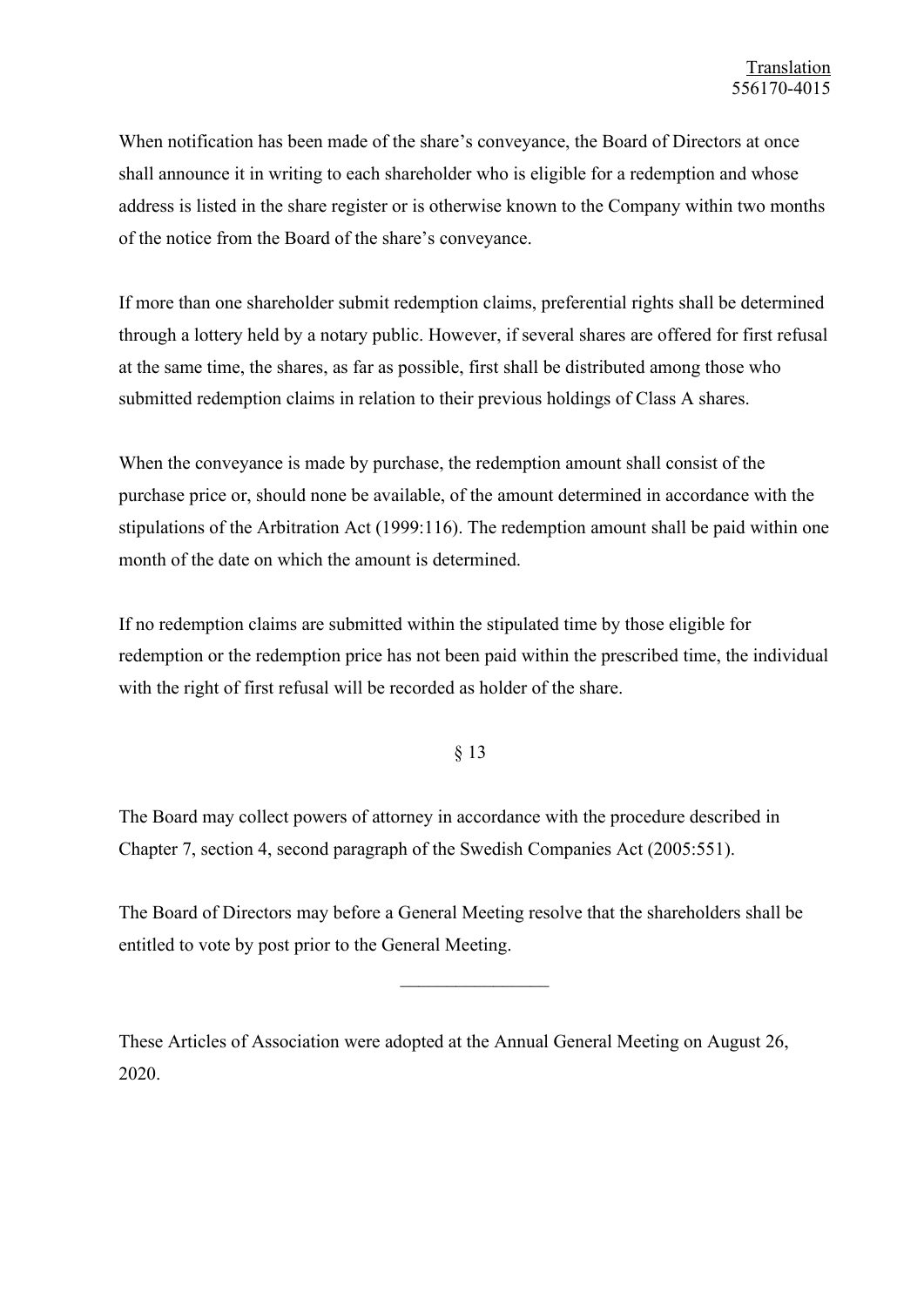When notification has been made of the share's conveyance, the Board of Directors at once shall announce it in writing to each shareholder who is eligible for a redemption and whose address is listed in the share register or is otherwise known to the Company within two months of the notice from the Board of the share's conveyance.

If more than one shareholder submit redemption claims, preferential rights shall be determined through a lottery held by a notary public. However, if several shares are offered for first refusal at the same time, the shares, as far as possible, first shall be distributed among those who submitted redemption claims in relation to their previous holdings of Class A shares.

When the conveyance is made by purchase, the redemption amount shall consist of the purchase price or, should none be available, of the amount determined in accordance with the stipulations of the Arbitration Act (1999:116). The redemption amount shall be paid within one month of the date on which the amount is determined.

If no redemption claims are submitted within the stipulated time by those eligible for redemption or the redemption price has not been paid within the prescribed time, the individual with the right of first refusal will be recorded as holder of the share.

§ 13

The Board may collect powers of attorney in accordance with the procedure described in Chapter 7, section 4, second paragraph of the Swedish Companies Act (2005:551).

The Board of Directors may before a General Meeting resolve that the shareholders shall be entitled to vote by post prior to the General Meeting.

---

These Articles of Association were adopted at the Annual General Meeting on August 26, 2020.